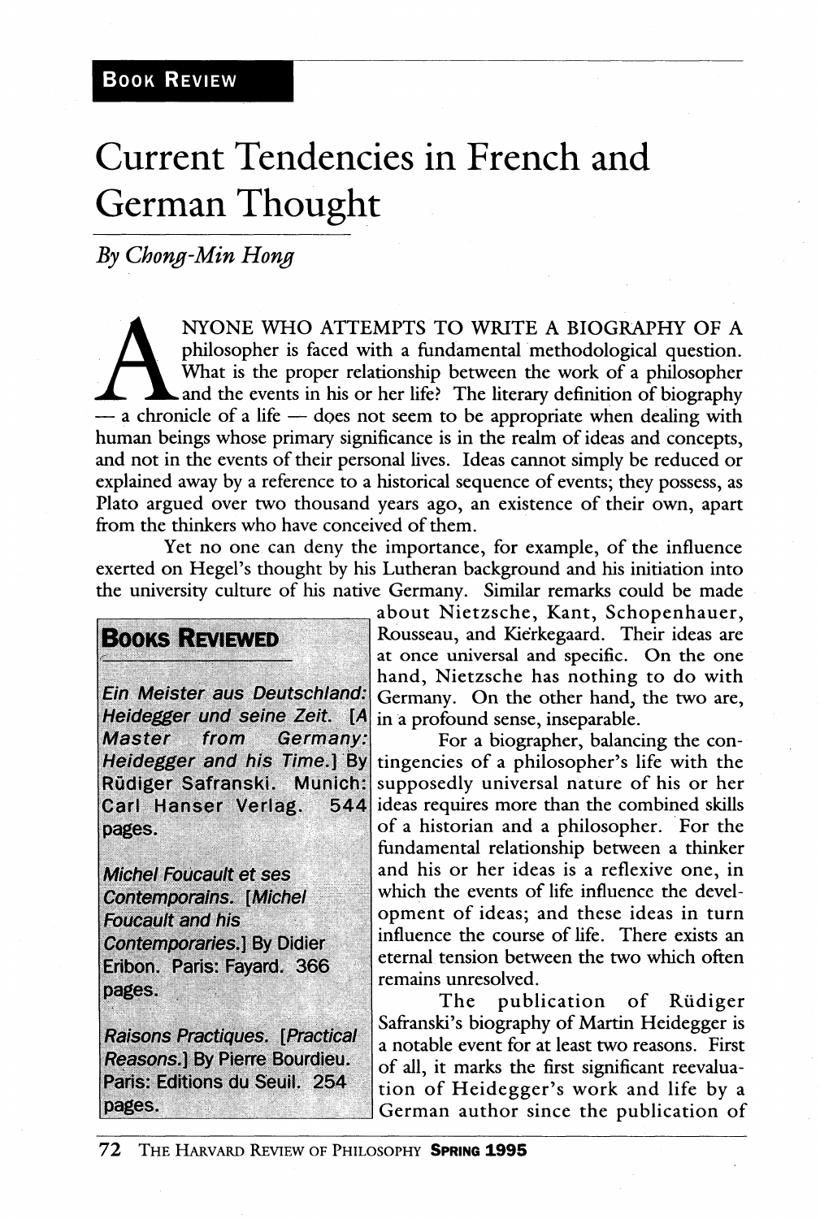BOOK REVIEW

# Current Tendencies in French and German Thought

*By Chong-Min Hong*

ANYONE WHO ATTEMPTS TO WRITE A BIOGRAPHY OF A philosopher is faced with a fundamental methodological question. What is the proper relationship between the work of a philosopher and the events in his or her life? The literary definition of biography — a chronicle of a life — does not seem to be appropriate when dealing with human beings whose primary significance is in the realm of ideas and concepts, and not in the events of their personal lives. Ideas cannot simply be reduced or explained away by a reference to a historical sequence of events; they possess, as Plato argued over two thousand years ago, an existence of their own, apart from the thinkers who have conceived of them.

Yet no one can deny the importance, for example, of the influence exerted on Hegel's thought by his Lutheran background and his initiation into the university culture of his native Germany. Similar remarks could be made about Nietzsche, Kant, Schopenhauer, Rousseau, and Kierkegaard. Their ideas are at once universal and specific. On the one hand, Nietzsche has nothing to do with Germany. On the other hand, the two are, in a profound sense, inseparable.

> **BOOKS REVIEWED**
>
> *Ein Meister aus Deutschland: Heidegger und seine Zeit.* [*A Master from Germany: Heidegger and his Time.*] By Rüdiger Safranski. Munich: Carl Hanser Verlag. 544 pages.
>
> *Michel Foucault et ses Contemporains.* [*Michel Foucault and his Contemporaries.*] By Didier Eribon. Paris: Fayard. 366 pages.
>
> *Raisons Practiques.* [*Practical Reasons.*] By Pierre Bourdieu. Paris: Editions du Seuil. 254 pages.

For a biographer, balancing the contingencies of a philosopher's life with the supposedly universal nature of his or her ideas requires more than the combined skills of a historian and a philosopher. For the fundamental relationship between a thinker and his or her ideas is a reflexive one, in which the events of life influence the development of ideas; and these ideas in turn influence the course of life. There exists an eternal tension between the two which often remains unresolved.

The publication of Rüdiger Safranski's biography of Martin Heidegger is a notable event for at least two reasons. First of all, it marks the first significant reevaluation of Heidegger's work and life by a German author since the publication of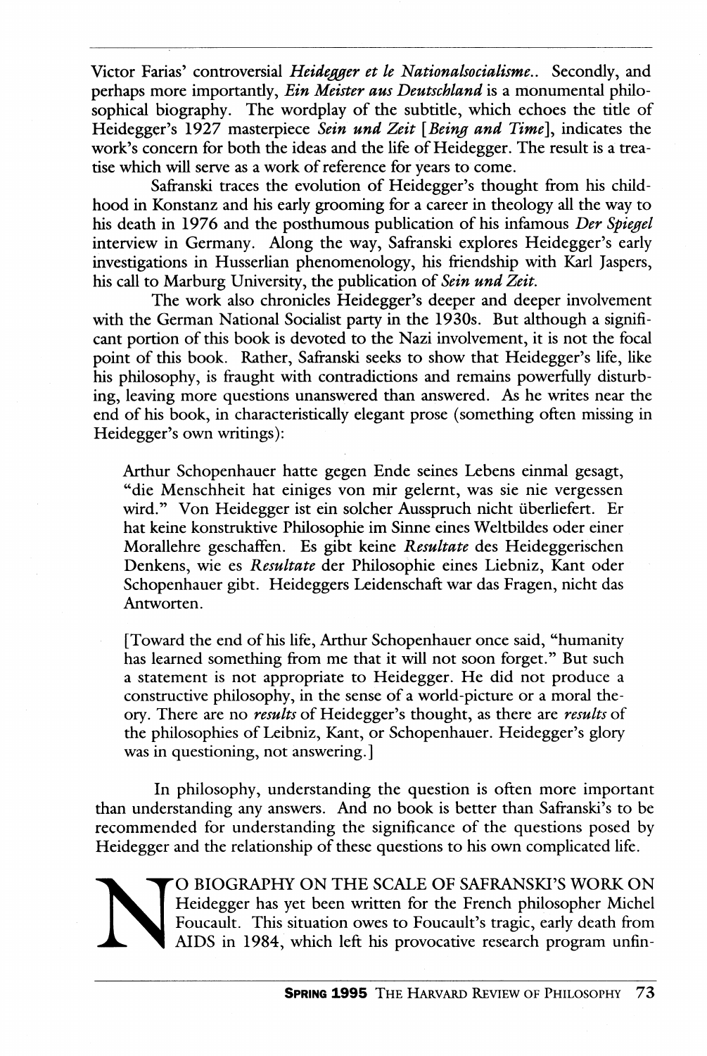Victor Farias' controversial *Heidegger et le Nationalsocialisme..* Secondly, and perhaps more importantly, *Ein Meister aus Deutschland* is a monumental philosophical biography. The wordplay of the subtitle, which echoes the title of Heidegger's 1927 masterpiece *Sein und Zeit [Being and Time]*, indicates the work's concern for both the ideas and the life of Heidegger. The result is a treatise which will serve as a work of reference for years to come.

Safranski traces the evolution of Heidegger's thought from his childhood in Konstanz and his early grooming for a career in theology all the way to his death in 1976 and the posthumous publication of his infamous *Der Spiegel* interview in Germany. Along the way, Safranski explores Heidegger's early investigations in Husserlian phenomenology, his friendship with Karl Jaspers, his call to Marburg University, the publication of *Sein und Zeit.*

The work also chronicles Heidegger's deeper and deeper involvement with the German National Socialist party in the 1930s. But although a significant portion of this book is devoted to the Nazi involvement, it is not the focal point of this book. Rather, Safranski seeks to show that Heidegger's life, like his philosophy, is fraught with contradictions and remains powerfully disturbing, leaving more questions unanswered than answered. As he writes near the end of his book, in characteristically elegant prose (something often missing in Heidegger's own writings):

> Arthur Schopenhauer hatte gegen Ende seines Lebens einmal gesagt, "die Menschheit hat einiges von mir gelernt, was sie nie vergessen wird." Von Heidegger ist ein solcher Ausspruch nicht überliefert. Er hat keine konstruktive Philosophie im Sinne eines Weltbildes oder einer Morallehre geschaffen. Es gibt keine *Resultate* des Heideggerischen Denkens, wie es *Resultate* der Philosophie eines Liebniz, Kant oder Schopenhauer gibt. Heideggers Leidenschaft war das Fragen, nicht das Antworten.
>
> [Toward the end of his life, Arthur Schopenhauer once said, "humanity has learned something from me that it will not soon forget." But such a statement is not appropriate to Heidegger. He did not produce a constructive philosophy, in the sense of a world-picture or a moral theory. There are no *results* of Heidegger's thought, as there are *results* of the philosophies of Leibniz, Kant, or Schopenhauer. Heidegger's glory was in questioning, not answering.]

In philosophy, understanding the question is often more important than understanding any answers. And no book is better than Safranski's to be recommended for understanding the significance of the questions posed by Heidegger and the relationship of these questions to his own complicated life.

NO BIOGRAPHY ON THE SCALE OF SAFRANSKI'S WORK ON Heidegger has yet been written for the French philosopher Michel Foucault. This situation owes to Foucault's tragic, early death from AIDS in 1984, which left his provocative research program unfin-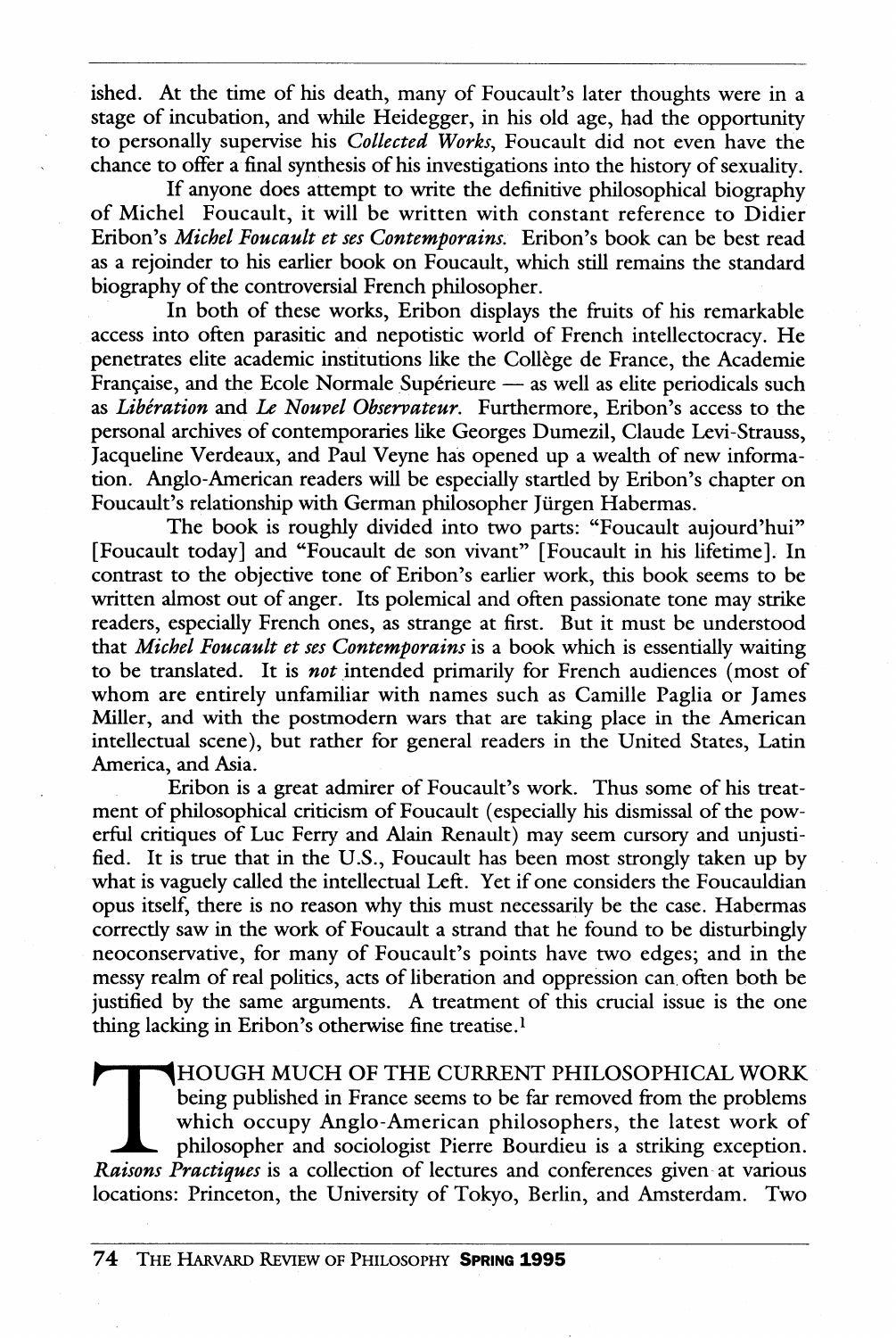ished. At the time of his death, many of Foucault's later thoughts were in a stage of incubation, and while Heidegger, in his old age, had the opportunity to personally supervise his *Collected Works*, Foucault did not even have the chance to offer a final synthesis of his investigations into the history of sexuality.

If anyone does attempt to write the definitive philosophical biography of Michel Foucault, it will be written with constant reference to Didier Eribon's *Michel Foucault et ses Contemporains*. Eribon's book can be best read as a rejoinder to his earlier book on Foucault, which still remains the standard biography of the controversial French philosopher.

In both of these works, Eribon displays the fruits of his remarkable access into often parasitic and nepotistic world of French intellectocracy. He penetrates elite academic institutions like the Collège de France, the Academie Française, and the Ecole Normale Supérieure — as well as elite periodicals such as *Libération* and *Le Nouvel Observateur*. Furthermore, Eribon's access to the personal archives of contemporaries like Georges Dumezil, Claude Levi-Strauss, Jacqueline Verdeaux, and Paul Veyne has opened up a wealth of new information. Anglo-American readers will be especially startled by Eribon's chapter on Foucault's relationship with German philosopher Jürgen Habermas.

The book is roughly divided into two parts: "Foucault aujourd'hui" [Foucault today] and "Foucault de son vivant" [Foucault in his lifetime]. In contrast to the objective tone of Eribon's earlier work, this book seems to be written almost out of anger. Its polemical and often passionate tone may strike readers, especially French ones, as strange at first. But it must be understood that *Michel Foucault et ses Contemporains* is a book which is essentially waiting to be translated. It is *not* intended primarily for French audiences (most of whom are entirely unfamiliar with names such as Camille Paglia or James Miller, and with the postmodern wars that are taking place in the American intellectual scene), but rather for general readers in the United States, Latin America, and Asia.

Eribon is a great admirer of Foucault's work. Thus some of his treatment of philosophical criticism of Foucault (especially his dismissal of the powerful critiques of Luc Ferry and Alain Renault) may seem cursory and unjustified. It is true that in the U.S., Foucault has been most strongly taken up by what is vaguely called the intellectual Left. Yet if one considers the Foucauldian opus itself, there is no reason why this must necessarily be the case. Habermas correctly saw in the work of Foucault a strand that he found to be disturbingly neoconservative, for many of Foucault's points have two edges; and in the messy realm of real politics, acts of liberation and oppression can often both be justified by the same arguments. A treatment of this crucial issue is the one thing lacking in Eribon's otherwise fine treatise.[1]

THOUGH MUCH OF THE CURRENT PHILOSOPHICAL WORK being published in France seems to be far removed from the problems which occupy Anglo-American philosophers, the latest work of philosopher and sociologist Pierre Bourdieu is a striking exception. *Raisons Practiques* is a collection of lectures and conferences given at various locations: Princeton, the University of Tokyo, Berlin, and Amsterdam. Two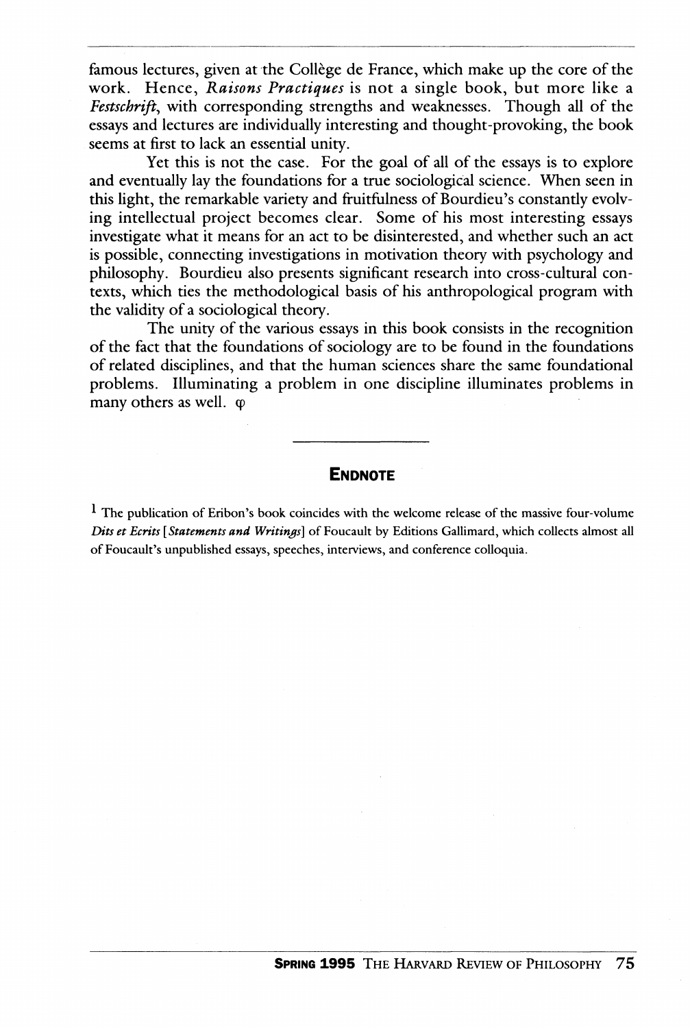famous lectures, given at the Collège de France, which make up the core of the work. Hence, *Raisons Practiques* is not a single book, but more like a *Festschrift*, with corresponding strengths and weaknesses. Though all of the essays and lectures are individually interesting and thought-provoking, the book seems at first to lack an essential unity.

Yet this is not the case. For the goal of all of the essays is to explore and eventually lay the foundations for a true sociological science. When seen in this light, the remarkable variety and fruitfulness of Bourdieu's constantly evolving intellectual project becomes clear. Some of his most interesting essays investigate what it means for an act to be disinterested, and whether such an act is possible, connecting investigations in motivation theory with psychology and philosophy. Bourdieu also presents significant research into cross-cultural contexts, which ties the methodological basis of his anthropological program with the validity of a sociological theory.

The unity of the various essays in this book consists in the recognition of the fact that the foundations of sociology are to be found in the foundations of related disciplines, and that the human sciences share the same foundational problems. Illuminating a problem in one discipline illuminates problems in many others as well. φ

---

## ENDNOTE

[1] The publication of Eribon's book coincides with the welcome release of the massive four-volume *Dits et Ecrits [Statements and Writings]* of Foucault by Editions Gallimard, which collects almost all of Foucault's unpublished essays, speeches, interviews, and conference colloquia.